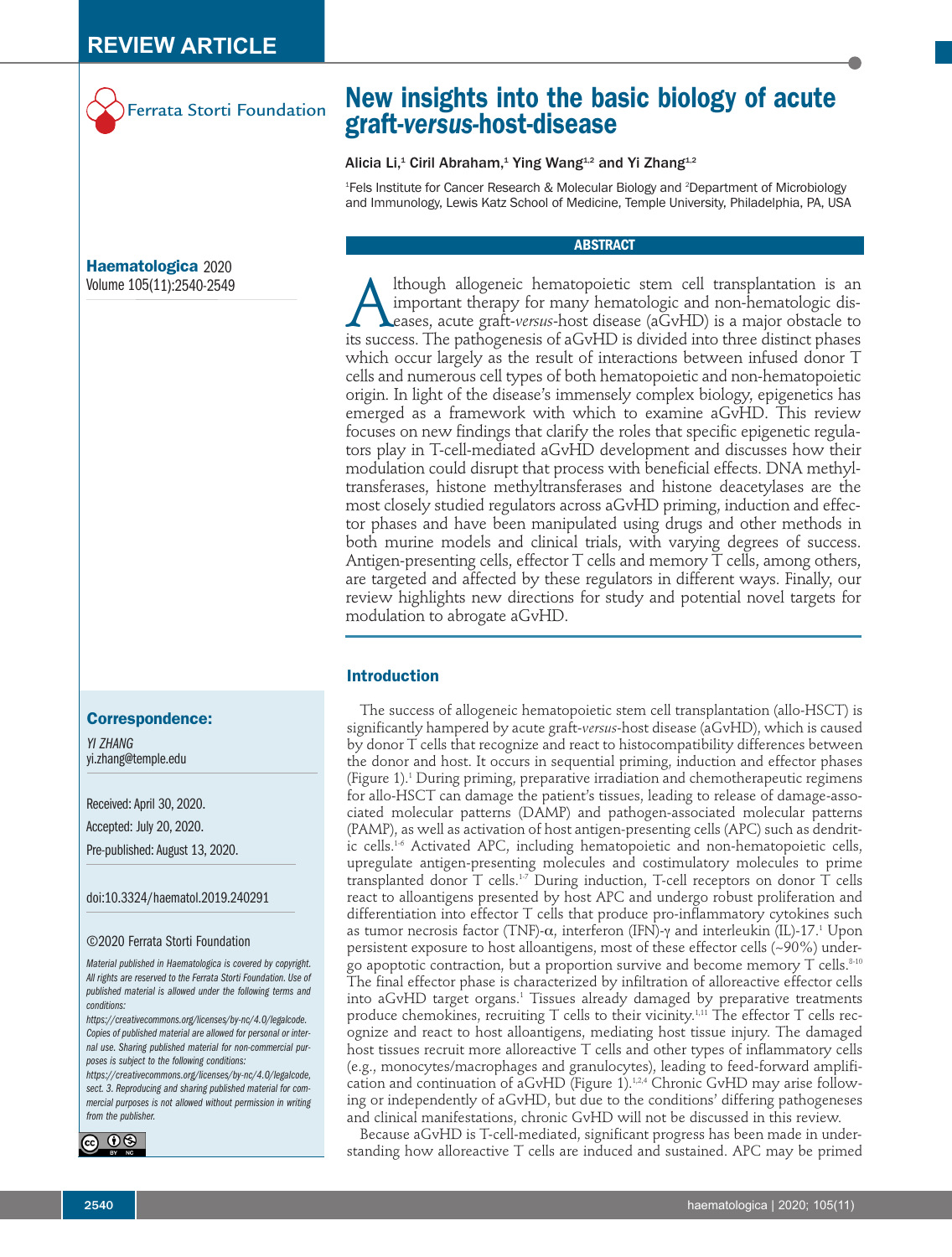REVIEW ARTICLE

Ferrata Storti Foundation

# New insights into the basic biology of acute graft-*versus*-host-disease

Alicia Li,[1] Ciril Abraham,[1] Ying Wang[1,2] and Yi Zhang[1,2]

[1]Fels Institute for Cancer Research & Molecular Biology and [2]Department of Microbiology and Immunology, Lewis Katz School of Medicine, Temple University, Philadelphia, PA, USA

**Haematologica** 2020
Volume 105(11):2540-2549

## ABSTRACT

Although allogeneic hematopoietic stem cell transplantation is an important therapy for many hematologic and non-hematologic diseases, acute graft-*versus*-host disease (aGvHD) is a major obstacle to its success. The pathogenesis of aGvHD is divided into three distinct phases which occur largely as the result of interactions between infused donor T cells and numerous cell types of both hematopoietic and non-hematopoietic origin. In light of the disease's immensely complex biology, epigenetics has emerged as a framework with which to examine aGvHD. This review focuses on new findings that clarify the roles that specific epigenetic regulators play in T-cell-mediated aGvHD development and discusses how their modulation could disrupt that process with beneficial effects. DNA methyltransferases, histone methyltransferases and histone deacetylases are the most closely studied regulators across aGvHD priming, induction and effector phases and have been manipulated using drugs and other methods in both murine models and clinical trials, with varying degrees of success. Antigen-presenting cells, effector T cells and memory T cells, among others, are targeted and affected by these regulators in different ways. Finally, our review highlights new directions for study and potential novel targets for modulation to abrogate aGvHD.

## Introduction

The success of allogeneic hematopoietic stem cell transplantation (allo-HSCT) is significantly hampered by acute graft-*versus*-host disease (aGvHD), which is caused by donor T cells that recognize and react to histocompatibility differences between the donor and host. It occurs in sequential priming, induction and effector phases (Figure 1).[1] During priming, preparative irradiation and chemotherapeutic regimens for allo-HSCT can damage the patient's tissues, leading to release of damage-associated molecular patterns (DAMP) and pathogen-associated molecular patterns (PAMP), as well as activation of host antigen-presenting cells (APC) such as dendritic cells.[1-6] Activated APC, including hematopoietic and non-hematopoietic cells, upregulate antigen-presenting molecules and costimulatory molecules to prime transplanted donor T cells.[1-7] During induction, T-cell receptors on donor T cells react to alloantigens presented by host APC and undergo robust proliferation and differentiation into effector T cells that produce pro-inflammatory cytokines such as tumor necrosis factor (TNF)-α, interferon (IFN)-γ and interleukin (IL)-17.[1] Upon persistent exposure to host alloantigens, most of these effector cells (~90%) undergo apoptotic contraction, but a proportion survive and become memory T cells.[8-10] The final effector phase is characterized by infiltration of alloreactive effector cells into aGvHD target organs.[1] Tissues already damaged by preparative treatments produce chemokines, recruiting T cells to their vicinity.[1,11] The effector T cells recognize and react to host alloantigens, mediating host tissue injury. The damaged host tissues recruit more alloreactive T cells and other types of inflammatory cells (e.g., monocytes/macrophages and granulocytes), leading to feed-forward amplification and continuation of aGvHD (Figure 1).[1,2,4] Chronic GvHD may arise following or independently of aGvHD, but due to the conditions' differing pathogeneses and clinical manifestations, chronic GvHD will not be discussed in this review.

Because aGvHD is T-cell-mediated, significant progress has been made in understanding how alloreactive T cells are induced and sustained. APC may be primed

**Correspondence:**

*YI ZHANG*
yi.zhang@temple.edu

Received: April 30, 2020.
Accepted: July 20, 2020.
Pre-published: August 13, 2020.

doi:10.3324/haematol.2019.240291

©2020 Ferrata Storti Foundation

*Material published in Haematologica is covered by copyright. All rights are reserved to the Ferrata Storti Foundation. Use of published material is allowed under the following terms and conditions:*
*https://creativecommons.org/licenses/by-nc/4.0/legalcode. Copies of published material are allowed for personal or internal use. Sharing published material for non-commercial purposes is subject to the following conditions:*
*https://creativecommons.org/licenses/by-nc/4.0/legalcode, sect. 3. Reproducing and sharing published material for commercial purposes is not allowed without permission in writing from the publisher.*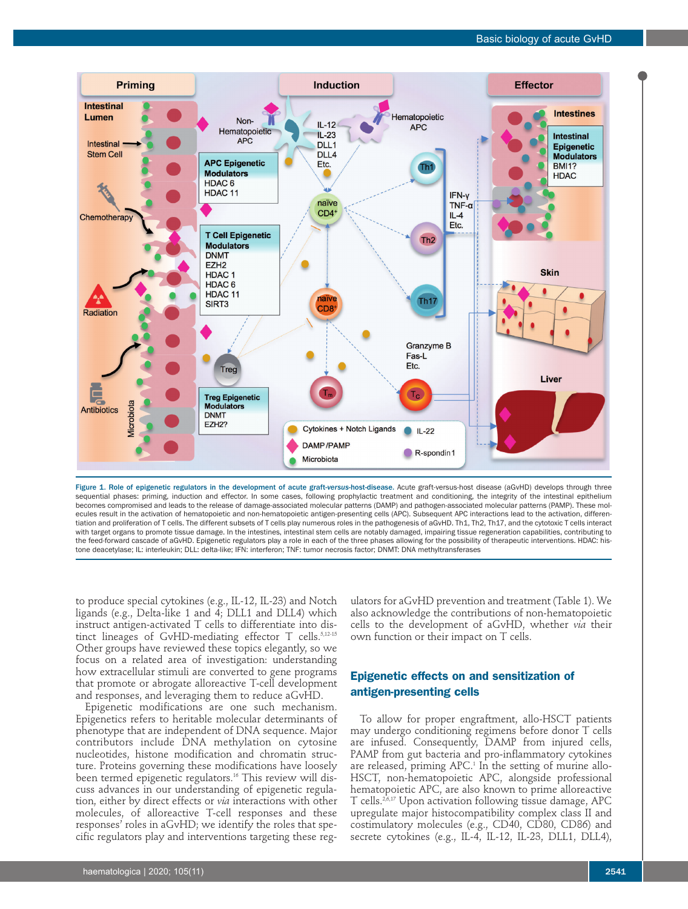**Figure 1. Role of epigenetic regulators in the development of acute graft-*versus*-host-disease.** Acute graft-versus-host disease (aGvHD) develops through three sequential phases: priming, induction and effector. In some cases, following prophylactic treatment and conditioning, the integrity of the intestinal epithelium becomes compromised and leads to the release of damage-associated molecular patterns (DAMP) and pathogen-associated molecular patterns (PAMP). These molecules result in the activation of hematopoietic and non-hematopoietic antigen-presenting cells (APC). Subsequent APC interactions lead to the activation, differentiation and proliferation of T cells. The different subsets of T cells play numerous roles in the pathogenesis of aGvHD. Th1, Th2, Th17, and the cytotoxic T cells interact with target organs to promote tissue damage. In the intestines, intestinal stem cells are notably damaged, impairing tissue regeneration capabilities, contributing to the feed-forward cascade of aGvHD. Epigenetic regulators play a role in each of the three phases allowing for the possibility of therapeutic interventions. HDAC: histone deacetylase; IL: interleukin; DLL: delta-like; IFN: interferon; TNF: tumor necrosis factor; DNMT: DNA methyltransferases

to produce special cytokines (e.g., IL-12, IL-23) and Notch ligands (e.g., Delta-like 1 and 4; DLL1 and DLL4) which instruct antigen-activated T cells to differentiate into distinct lineages of GvHD-mediating effector T cells.[5,12-15] Other groups have reviewed these topics elegantly, so we focus on a related area of investigation: understanding how extracellular stimuli are converted to gene programs that promote or abrogate alloreactive T-cell development and responses, and leveraging them to reduce aGvHD.

Epigenetic modifications are one such mechanism. Epigenetics refers to heritable molecular determinants of phenotype that are independent of DNA sequence. Major contributors include DNA methylation on cytosine nucleotides, histone modification and chromatin structure. Proteins governing these modifications have loosely been termed epigenetic regulators.[16] This review will discuss advances in our understanding of epigenetic regulation, either by direct effects or *via* interactions with other molecules, of alloreactive T-cell responses and these responses' roles in aGvHD; we identify the roles that specific regulators play and interventions targeting these regulators for aGvHD prevention and treatment (Table 1). We also acknowledge the contributions of non-hematopoietic cells to the development of aGvHD, whether *via* their own function or their impact on T cells.

## Epigenetic effects on and sensitization of antigen-presenting cells

To allow for proper engraftment, allo-HSCT patients may undergo conditioning regimens before donor T cells are infused. Consequently, DAMP from injured cells, PAMP from gut bacteria and pro-inflammatory cytokines are released, priming APC.[1] In the setting of murine allo-HSCT, non-hematopoietic APC, alongside professional hematopoietic APC, are also known to prime alloreactive T cells.[2,6,17] Upon activation following tissue damage, APC upregulate major histocompatibility complex class II and costimulatory molecules (e.g., CD40, CD80, CD86) and secrete cytokines (e.g., IL-4, IL-12, IL-23, DLL1, DLL4),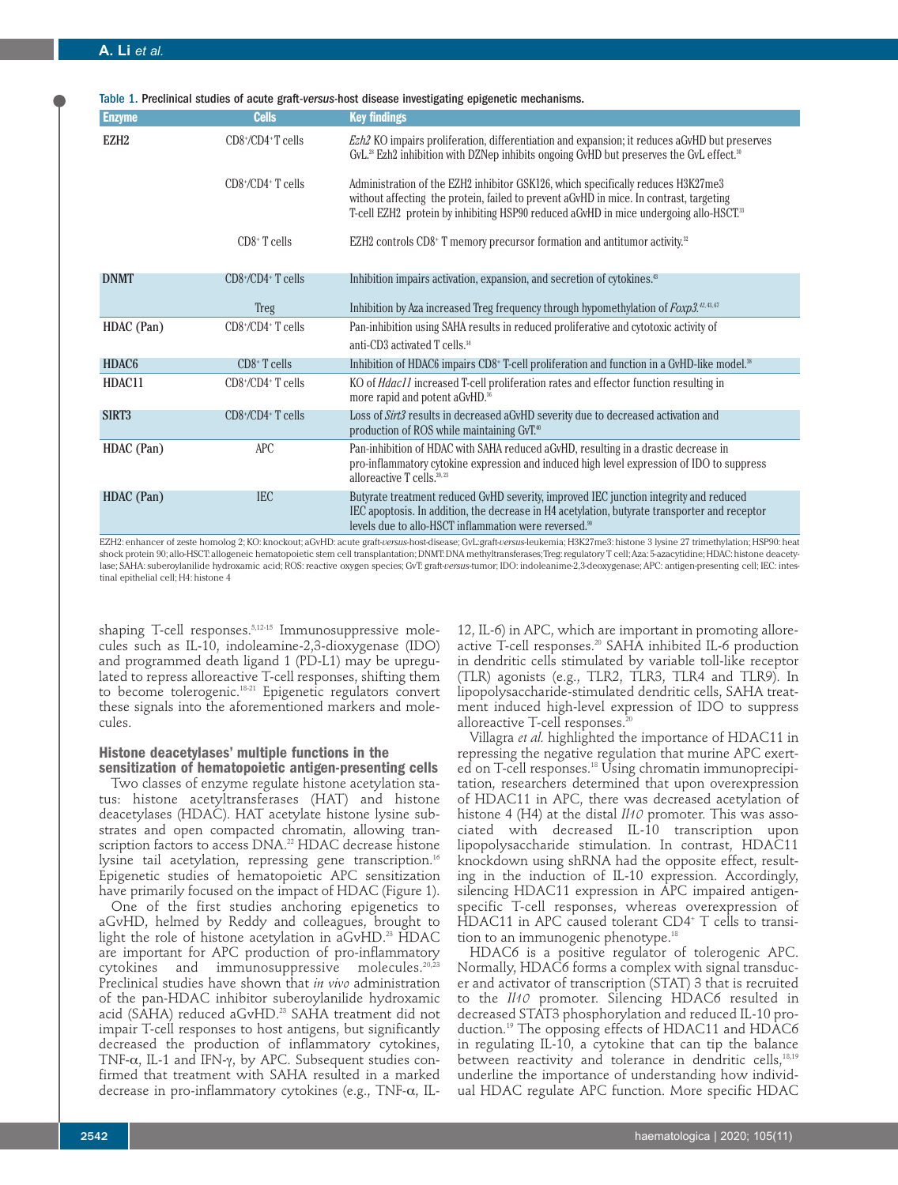Table 1. Preclinical studies of acute graft-*versus*-host disease investigating epigenetic mechanisms.

| Enzyme | Cells | Key findings |
|---|---|---|
| EZH2 | CD8+/CD4+T cells | *Ezh2* KO impairs proliferation, differentiation and expansion; it reduces aGvHD but preserves GvL.[28] Ezh2 inhibition with DZNep inhibits ongoing GvHD but preserves the GvL effect.[10] |
| | CD8+/CD4+ T cells | Administration of the EZH2 inhibitor GSK126, which specifically reduces H3K27me3 without affecting the protein, failed to prevent aGvHD in mice. In contrast, targeting T-cell EZH2 protein by inhibiting HSP90 reduced aGvHD in mice undergoing allo-HSCT.[13] |
| | CD8+ T cells | EZH2 controls CD8+ T memory precursor formation and antitumor activity.[12] |
| DNMT | CD8+/CD4+ T cells | Inhibition impairs activation, expansion, and secretion of cytokines.[43] |
| | Treg | Inhibition by Aza increased Treg frequency through hypomethylation of *Foxp3*.[42,43,47] |
| HDAC (Pan) | CD8+/CD4+ T cells | Pan-inhibition using SAHA results in reduced proliferative and cytotoxic activity of anti-CD3 activated T cells.[34] |
| HDAC6 | CD8+ T cells | Inhibition of HDAC6 impairs CD8+ T-cell proliferation and function in a GvHD-like model.[38] |
| HDAC11 | CD8+/CD4+ T cells | KO of *Hdac11* increased T-cell proliferation rates and effector function resulting in more rapid and potent aGvHD.[16] |
| SIRT3 | CD8+/CD4+ T cells | Loss of *Sirt3* results in decreased aGvHD severity due to decreased activation and production of ROS while maintaining GvT.[40] |
| HDAC (Pan) | APC | Pan-inhibition of HDAC with SAHA reduced aGvHD, resulting in a drastic decrease in pro-inflammatory cytokine expression and induced high level expression of IDO to suppress alloreactive T cells.[20,23] |
| HDAC (Pan) | IEC | Butyrate treatment reduced GvHD severity, improved IEC junction integrity and reduced IEC apoptosis. In addition, the decrease in H4 acetylation, butyrate transporter and receptor levels due to allo-HSCT inflammation were reversed.[90] |

EZH2: enhancer of zeste homolog 2; KO: knockout; aGvHD: acute graft-*versus*-host-disease; GvL: graft-*versus*-leukemia; H3K27me3: histone 3 lysine 27 trimethylation; HSP90: heat shock protein 90; allo-HSCT: allogeneic hematopoietic stem cell transplantation; DNMT: DNA methyltransferases; Treg: regulatory T cell; Aza: 5-azacytidine; HDAC: histone deacetylase; SAHA: suberoylanilide hydroxamic acid; ROS: reactive oxygen species; GvT: graft-*versus*-tumor; IDO: indoleanime-2,3-deoxygenase; APC: antigen-presenting cell; IEC: intestinal epithelial cell; H4: histone 4

shaping T-cell responses.[5,12-15] Immunosuppressive molecules such as IL-10, indoleamine-2,3-dioxygenase (IDO) and programmed death ligand 1 (PD-L1) may be upregulated to repress alloreactive T-cell responses, shifting them to become tolerogenic.[18-21] Epigenetic regulators convert these signals into the aforementioned markers and molecules.

### Histone deacetylases' multiple functions in the sensitization of hematopoietic antigen-presenting cells

Two classes of enzyme regulate histone acetylation status: histone acetyltransferases (HAT) and histone deacetylases (HDAC). HAT acetylate histone lysine substrates and open compacted chromatin, allowing transcription factors to access DNA.[22] HDAC decrease histone lysine tail acetylation, repressing gene transcription.[16] Epigenetic studies of hematopoietic APC sensitization have primarily focused on the impact of HDAC (Figure 1).

One of the first studies anchoring epigenetics to aGvHD, helmed by Reddy and colleagues, brought to light the role of histone acetylation in aGvHD.[23] HDAC are important for APC production of pro-inflammatory cytokines and immunosuppressive molecules.[20,23] Preclinical studies have shown that *in vivo* administration of the pan-HDAC inhibitor suberoylanilide hydroxamic acid (SAHA) reduced aGvHD.[23] SAHA treatment did not impair T-cell responses to host antigens, but significantly decreased the production of inflammatory cytokines, TNF-α, IL-1 and IFN-γ, by APC. Subsequent studies confirmed that treatment with SAHA resulted in a marked decrease in pro-inflammatory cytokines (e.g., TNF-α, IL-12, IL-6) in APC, which are important in promoting alloreactive T-cell responses.[20] SAHA inhibited IL-6 production in dendritic cells stimulated by variable toll-like receptor (TLR) agonists (e.g., TLR2, TLR3, TLR4 and TLR9). In lipopolysaccharide-stimulated dendritic cells, SAHA treatment induced high-level expression of IDO to suppress alloreactive T-cell responses.[20]

Villagra *et al.* highlighted the importance of HDAC11 in repressing the negative regulation that murine APC exerted on T-cell responses.[18] Using chromatin immunoprecipitation, researchers determined that upon overexpression of HDAC11 in APC, there was decreased acetylation of histone 4 (H4) at the distal *Il10* promoter. This was associated with decreased IL-10 transcription upon lipopolysaccharide stimulation. In contrast, HDAC11 knockdown using shRNA had the opposite effect, resulting in the induction of IL-10 expression. Accordingly, silencing HDAC11 expression in APC impaired antigen-specific T-cell responses, whereas overexpression of HDAC11 in APC caused tolerant CD4+ T cells to transition to an immunogenic phenotype.[18]

HDAC6 is a positive regulator of tolerogenic APC. Normally, HDAC6 forms a complex with signal transducer and activator of transcription (STAT) 3 that is recruited to the *Il10* promoter. Silencing HDAC6 resulted in decreased STAT3 phosphorylation and reduced IL-10 production.[19] The opposing effects of HDAC11 and HDAC6 in regulating IL-10, a cytokine that can tip the balance between reactivity and tolerance in dendritic cells,[18,19] underline the importance of understanding how individual HDAC regulate APC function. More specific HDAC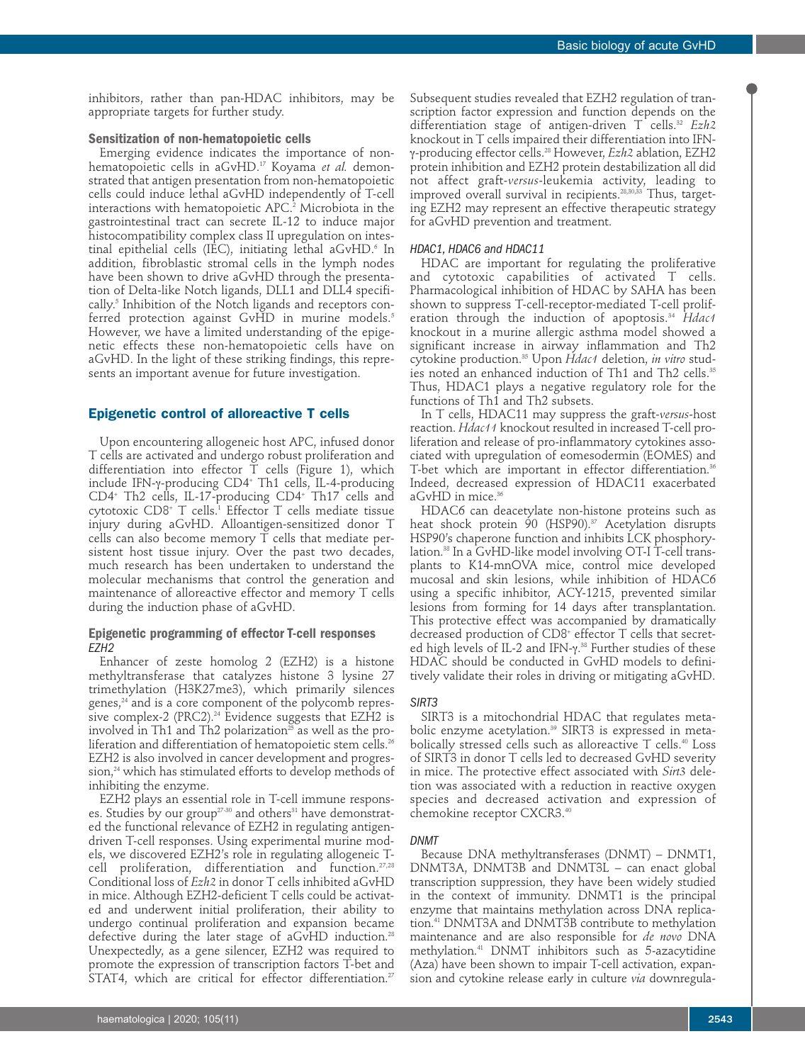inhibitors, rather than pan-HDAC inhibitors, may be appropriate targets for further study.

### Sensitization of non-hematopoietic cells

Emerging evidence indicates the importance of non-hematopoietic cells in aGvHD.[17] Koyama *et al.* demonstrated that antigen presentation from non-hematopoietic cells could induce lethal aGvHD independently of T-cell interactions with hematopoietic APC.[2] Microbiota in the gastrointestinal tract can secrete IL-12 to induce major histocompatibility complex class II upregulation on intestinal epithelial cells (IEC), initiating lethal aGvHD.[6] In addition, fibroblastic stromal cells in the lymph nodes have been shown to drive aGvHD through the presentation of Delta-like Notch ligands, DLL1 and DLL4 specifically.[5] Inhibition of the Notch ligands and receptors conferred protection against GvHD in murine models.[5] However, we have a limited understanding of the epigenetic effects these non-hematopoietic cells have on aGvHD. In the light of these striking findings, this represents an important avenue for future investigation.

## Epigenetic control of alloreactive T cells

Upon encountering allogeneic host APC, infused donor T cells are activated and undergo robust proliferation and differentiation into effector T cells (Figure 1), which include IFN-γ-producing CD4+ Th1 cells, IL-4-producing CD4+ Th2 cells, IL-17-producing CD4+ Th17 cells and cytotoxic CD8+ T cells.[1] Effector T cells mediate tissue injury during aGvHD. Alloantigen-sensitized donor T cells can also become memory T cells that mediate persistent host tissue injury. Over the past two decades, much research has been undertaken to understand the molecular mechanisms that control the generation and maintenance of alloreactive effector and memory T cells during the induction phase of aGvHD.

### Epigenetic programming of effector T-cell responses

#### *EZH2*

Enhancer of zeste homolog 2 (EZH2) is a histone methyltransferase that catalyzes histone 3 lysine 27 trimethylation (H3K27me3), which primarily silences genes,[24] and is a core component of the polycomb repressive complex-2 (PRC2).[24] Evidence suggests that EZH2 is involved in Th1 and Th2 polarization[25] as well as the proliferation and differentiation of hematopoietic stem cells.[26] EZH2 is also involved in cancer development and progression,[24] which has stimulated efforts to develop methods of inhibiting the enzyme.

EZH2 plays an essential role in T-cell immune responses. Studies by our group[27-30] and others[31] have demonstrated the functional relevance of EZH2 in regulating antigen-driven T-cell responses. Using experimental murine models, we discovered EZH2's role in regulating allogeneic T-cell proliferation, differentiation and function.[27,28] Conditional loss of *Ezh2* in donor T cells inhibited aGvHD in mice. Although EZH2-deficient T cells could be activated and underwent initial proliferation, their ability to undergo continual proliferation and expansion became defective during the later stage of aGvHD induction.[28] Unexpectedly, as a gene silencer, EZH2 was required to promote the expression of transcription factors T-bet and STAT4, which are critical for effector differentiation.[27] Subsequent studies revealed that EZH2 regulation of transcription factor expression and function depends on the differentiation stage of antigen-driven T cells.[32] *Ezh2* knockout in T cells impaired their differentiation into IFN-γ-producing effector cells.[28] However, *Ezh2* ablation, EZH2 protein inhibition and EZH2 protein destabilization all did not affect graft-*versus*-leukemia activity, leading to improved overall survival in recipients.[28,30,33] Thus, targeting EZH2 may represent an effective therapeutic strategy for aGvHD prevention and treatment.

#### *HDAC1, HDAC6 and HDAC11*

HDAC are important for regulating the proliferative and cytotoxic capabilities of activated T cells. Pharmacological inhibition of HDAC by SAHA has been shown to suppress T-cell-receptor-mediated T-cell proliferation through the induction of apoptosis.[34] *Hdac1* knockout in a murine allergic asthma model showed a significant increase in airway inflammation and Th2 cytokine production.[35] Upon *Hdac1* deletion, *in vitro* studies noted an enhanced induction of Th1 and Th2 cells.[35] Thus, HDAC1 plays a negative regulatory role for the functions of Th1 and Th2 subsets.

In T cells, HDAC11 may suppress the graft-*versus*-host reaction. *Hdac11* knockout resulted in increased T-cell proliferation and release of pro-inflammatory cytokines associated with upregulation of eomesodermin (EOMES) and T-bet which are important in effector differentiation.[36] Indeed, decreased expression of HDAC11 exacerbated aGvHD in mice.[36]

HDAC6 can deacetylate non-histone proteins such as heat shock protein 90 (HSP90).[37] Acetylation disrupts HSP90's chaperone function and inhibits LCK phosphorylation.[38] In a GvHD-like model involving OT-I T-cell transplants to K14-mnOVA mice, control mice developed mucosal and skin lesions, while inhibition of HDAC6 using a specific inhibitor, ACY-1215, prevented similar lesions from forming for 14 days after transplantation. This protective effect was accompanied by dramatically decreased production of CD8+ effector T cells that secreted high levels of IL-2 and IFN-γ.[38] Further studies of these HDAC should be conducted in GvHD models to definitively validate their roles in driving or mitigating aGvHD.

#### *SIRT3*

SIRT3 is a mitochondrial HDAC that regulates metabolic enzyme acetylation.[39] SIRT3 is expressed in metabolically stressed cells such as alloreactive T cells.[40] Loss of SIRT3 in donor T cells led to decreased GvHD severity in mice. The protective effect associated with *Sirt3* deletion was associated with a reduction in reactive oxygen species and decreased activation and expression of chemokine receptor CXCR3.[40]

#### *DNMT*

Because DNA methyltransferases (DNMT) – DNMT1, DNMT3A, DNMT3B and DNMT3L – can enact global transcription suppression, they have been widely studied in the context of immunity. DNMT1 is the principal enzyme that maintains methylation across DNA replication.[41] DNMT3A and DNMT3B contribute to methylation maintenance and are also responsible for *de novo* DNA methylation.[41] DNMT inhibitors such as 5-azacytidine (Aza) have been shown to impair T-cell activation, expansion and cytokine release early in culture *via* downregula-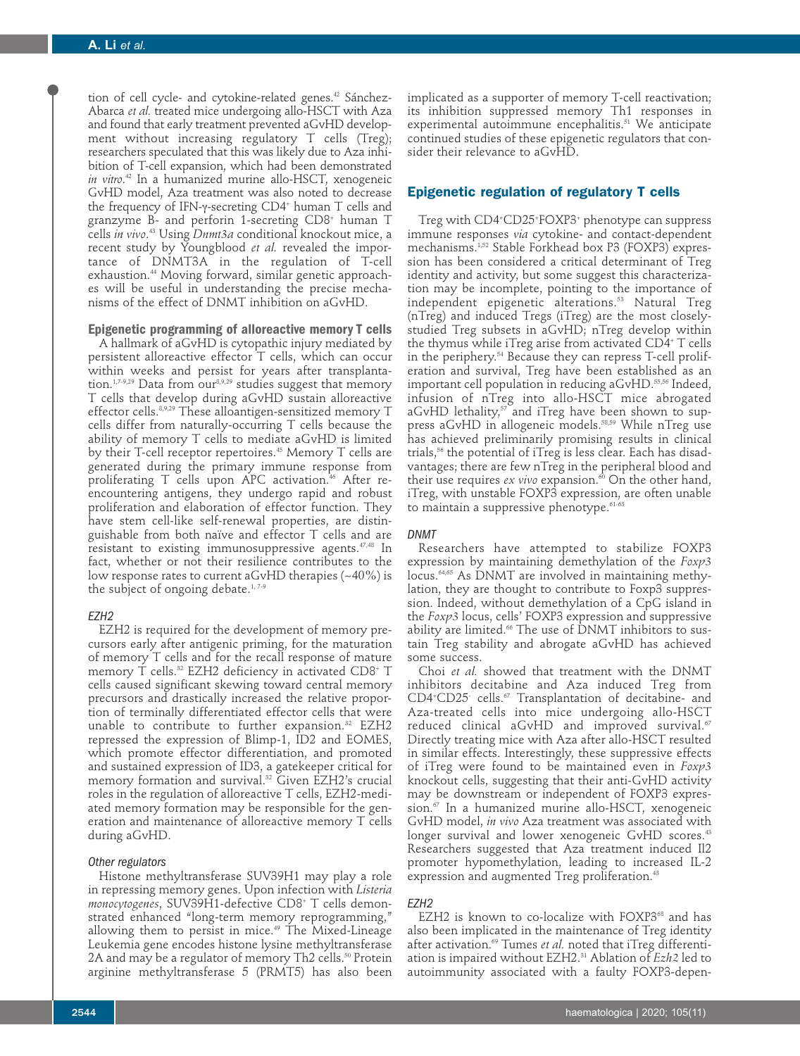tion of cell cycle- and cytokine-related genes.[42] Sánchez-Abarca *et al.* treated mice undergoing allo-HSCT with Aza and found that early treatment prevented aGvHD development without increasing regulatory T cells (Treg); researchers speculated that this was likely due to Aza inhibition of T-cell expansion, which had been demonstrated *in vitro*.[42] In a humanized murine allo-HSCT, xenogeneic GvHD model, Aza treatment was also noted to decrease the frequency of IFN-γ-secreting CD4+ human T cells and granzyme B- and perforin 1-secreting CD8+ human T cells *in vivo*.[43] Using *Dnmt3a* conditional knockout mice, a recent study by Youngblood *et al.* revealed the importance of DNMT3A in the regulation of T-cell exhaustion.[44] Moving forward, similar genetic approaches will be useful in understanding the precise mechanisms of the effect of DNMT inhibition on aGvHD.

### Epigenetic programming of alloreactive memory T cells

A hallmark of aGvHD is cytopathic injury mediated by persistent alloreactive effector T cells, which can occur within weeks and persist for years after transplantation.[1,7-9,29] Data from our[8,9,29] studies suggest that memory T cells that develop during aGvHD sustain alloreactive effector cells.[8,9,29] These alloantigen-sensitized memory T cells differ from naturally-occurring T cells because the ability of memory T cells to mediate aGvHD is limited by their T-cell receptor repertoires.[45] Memory T cells are generated during the primary immune response from proliferating T cells upon APC activation.[46] After re-encountering antigens, they undergo rapid and robust proliferation and elaboration of effector function. They have stem cell-like self-renewal properties, are distinguishable from both naïve and effector T cells and are resistant to existing immunosuppressive agents.[47,48] In fact, whether or not their resilience contributes to the low response rates to current aGvHD therapies (~40%) is the subject of ongoing debate.[1,7-9]

#### *EZH2*

EZH2 is required for the development of memory precursors early after antigenic priming, for the maturation of memory T cells and for the recall response of mature memory T cells.[32] EZH2 deficiency in activated CD8+ T cells caused significant skewing toward central memory precursors and drastically increased the relative proportion of terminally differentiated effector cells that were unable to contribute to further expansion.[32] EZH2 repressed the expression of Blimp-1, ID2 and EOMES, which promote effector differentiation, and promoted and sustained expression of ID3, a gatekeeper critical for memory formation and survival.[32] Given EZH2's crucial roles in the regulation of alloreactive T cells, EZH2-mediated memory formation may be responsible for the generation and maintenance of alloreactive memory T cells during aGvHD.

#### *Other regulators*

Histone methyltransferase SUV39H1 may play a role in repressing memory genes. Upon infection with *Listeria monocytogenes*, SUV39H1-defective CD8+ T cells demonstrated enhanced "long-term memory reprogramming," allowing them to persist in mice.[49] The Mixed-Lineage Leukemia gene encodes histone lysine methyltransferase 2A and may be a regulator of memory Th2 cells.[50] Protein arginine methyltransferase 5 (PRMT5) has also been implicated as a supporter of memory T-cell reactivation; its inhibition suppressed memory Th1 responses in experimental autoimmune encephalitis.[51] We anticipate continued studies of these epigenetic regulators that consider their relevance to aGvHD.

## Epigenetic regulation of regulatory T cells

Treg with CD4+CD25+FOXP3+ phenotype can suppress immune responses *via* cytokine- and contact-dependent mechanisms.[1,52] Stable Forkhead box P3 (FOXP3) expression has been considered a critical determinant of Treg identity and activity, but some suggest this characterization may be incomplete, pointing to the importance of independent epigenetic alterations.[53] Natural Treg (nTreg) and induced Tregs (iTreg) are the most closely-studied Treg subsets in aGvHD; nTreg develop within the thymus while iTreg arise from activated CD4+ T cells in the periphery.[54] Because they can repress T-cell proliferation and survival, Treg have been established as an important cell population in reducing aGvHD.[55,56] Indeed, infusion of nTreg into allo-HSCT mice abrogated aGvHD lethality,[57] and iTreg have been shown to suppress aGvHD in allogeneic models.[58,59] While nTreg use has achieved preliminarily promising results in clinical trials,[56] the potential of iTreg is less clear. Each has disadvantages; there are few nTreg in the peripheral blood and their use requires *ex vivo* expansion.[60] On the other hand, iTreg, with unstable FOXP3 expression, are often unable to maintain a suppressive phenotype.[61-63]

#### *DNMT*

Researchers have attempted to stabilize FOXP3 expression by maintaining demethylation of the *Foxp3* locus.[64,65] As DNMT are involved in maintaining methylation, they are thought to contribute to Foxp3 suppression. Indeed, without demethylation of a CpG island in the *Foxp3* locus, cells' FOXP3 expression and suppressive ability are limited.[66] The use of DNMT inhibitors to sustain Treg stability and abrogate aGvHD has achieved some success.

Choi *et al.* showed that treatment with the DNMT inhibitors decitabine and Aza induced Treg from CD4+CD25- cells.[67] Transplantation of decitabine- and Aza-treated cells into mice undergoing allo-HSCT reduced clinical aGvHD and improved survival.[67] Directly treating mice with Aza after allo-HSCT resulted in similar effects. Interestingly, these suppressive effects of iTreg were found to be maintained even in *Foxp3* knockout cells, suggesting that their anti-GvHD activity may be downstream or independent of FOXP3 expression.[67] In a humanized murine allo-HSCT, xenogeneic GvHD model, *in vivo* Aza treatment was associated with longer survival and lower xenogeneic GvHD scores.[43] Researchers suggested that Aza treatment induced Il2 promoter hypomethylation, leading to increased IL-2 expression and augmented Treg proliferation.[43]

#### *EZH2*

EZH2 is known to co-localize with FOXP3[68] and has also been implicated in the maintenance of Treg identity after activation.[69] Tumes *et al.* noted that iTreg differentiation is impaired without EZH2.[31] Ablation of *Ezh2* led to autoimmunity associated with a faulty FOXP3-depen-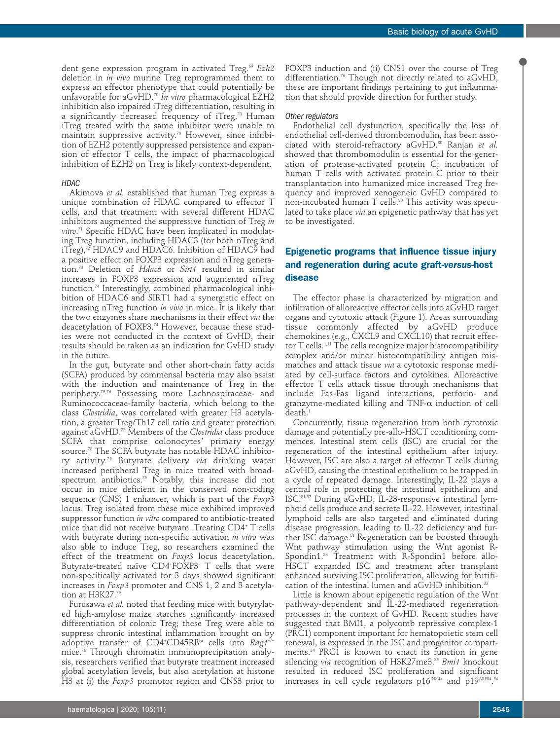dent gene expression program in activated Treg.[69] *Ezh2* deletion in *in vivo* murine Treg reprogrammed them to express an effector phenotype that could potentially be unfavorable for aGvHD.[70] *In vitro* pharmacological EZH2 inhibition also impaired iTreg differentiation, resulting in a significantly decreased frequency of iTreg.[70] Human iTreg treated with the same inhibitor were unable to maintain suppressive activity.[70] However, since inhibition of EZH2 potently suppressed persistence and expansion of effector T cells, the impact of pharmacological inhibition of EZH2 on Treg is likely context-dependent.

#### *HDAC*

Akimova *et al.* established that human Treg express a unique combination of HDAC compared to effector T cells, and that treatment with several different HDAC inhibitors augmented the suppressive function of Treg *in vitro*.[71] Specific HDAC have been implicated in modulating Treg function, including HDAC3 (for both nTreg and iTreg),[72] HDAC9 and HDAC6. Inhibition of HDAC9 had a positive effect on FOXP3 expression and nTreg generation.[73] Deletion of *Hdac6* or *Sirt1* resulted in similar increases in FOXP3 expression and augmented nTreg function.[74] Interestingly, combined pharmacological inhibition of HDAC6 and SIRT1 had a synergistic effect on increasing nTreg function *in vivo* in mice. It is likely that the two enzymes share mechanisms in their effect *via* the deacetylation of FOXP3.[74] However, because these studies were not conducted in the context of GvHD, their results should be taken as an indication for GvHD study in the future.

In the gut, butyrate and other short-chain fatty acids (SCFA) produced by commensal bacteria may also assist with the induction and maintenance of Treg in the periphery.[75,76] Possessing more Lachnospiraceae- and Ruminococcaceae-family bacteria, which belong to the class *Clostridia*, was correlated with greater H3 acetylation, a greater Treg/Th17 cell ratio and greater protection against aGvHD.[77] Members of the *Clostridia* class produce SCFA that comprise colonocytes' primary energy source.[78] The SCFA butyrate has notable HDAC inhibitory activity.[79] Butyrate delivery *via* drinking water increased peripheral Treg in mice treated with broad-spectrum antibiotics.[75] Notably, this increase did not occur in mice deficient in the conserved non-coding sequence (CNS) 1 enhancer, which is part of the *Foxp3* locus. Treg isolated from these mice exhibited improved suppressor function *in vitro* compared to antibiotic-treated mice that did not receive butyrate. Treating $CD4^+$ T cells with butyrate during non-specific activation *in vitro* was also able to induce Treg, so researchers examined the effect of the treatment on *Foxp3* locus deacetylation. Butyrate-treated naïve $CD4^+FOXP3^-$ T cells that were non-specifically activated for 3 days showed significant increases in *Foxp3* promoter and CNS 1, 2 and 3 acetylation at H3K27.[75]

Furusawa *et al.* noted that feeding mice with butyrylated high-amylose maize starches significantly increased differentiation of colonic Treg; these Treg were able to suppress chronic intestinal inflammation brought on by adoptive transfer of $CD4^+CD45RB^{hi}$ cells into *Rag1*$^{-/-}$ mice.[76] Through chromatin immunoprecipitation analysis, researchers verified that butyrate treatment increased global acetylation levels, but also acetylation at histone H3 at (i) the *Foxp3* promotor region and CNS3 prior to FOXP3 induction and (ii) CNS1 over the course of Treg differentiation.[76] Though not directly related to aGvHD, these are important findings pertaining to gut inflammation that should provide direction for further study.

#### *Other regulators*

Endothelial cell dysfunction, specifically the loss of endothelial cell-derived thrombomodulin, has been associated with steroid-refractory aGvHD.[80] Ranjan *et al.* showed that thrombomodulin is essential for the generation of protease-activated protein C; incubation of human T cells with activated protein C prior to their transplantation into humanized mice increased Treg frequency and improved xenogeneic GvHD compared to non-incubated human T cells.[80] This activity was speculated to take place *via* an epigenetic pathway that has yet to be investigated.

## Epigenetic programs that influence tissue injury and regeneration during acute graft-*versus*-host disease

The effector phase is characterized by migration and infiltration of alloreactive effector cells into aGvHD target organs and cytotoxic attack (Figure 1). Areas surrounding tissue commonly affected by aGvHD produce chemokines (e.g., CXCL9 and CXCL10) that recruit effector T cells.[1,11] The cells recognize major histocompatibility complex and/or minor histocompatibility antigen mismatches and attack tissue *via* a cytotoxic response mediated by cell-surface factors and cytokines. Alloreactive effector T cells attack tissue through mechanisms that include Fas-Fas ligand interactions, perforin- and granzyme-mediated killing and TNF-α induction of cell death.[1]

Concurrently, tissue regeneration from both cytotoxic damage and potentially pre-allo-HSCT conditioning commences. Intestinal stem cells (ISC) are crucial for the regeneration of the intestinal epithelium after injury. However, ISC are also a target of effector T cells during aGvHD, causing the intestinal epithelium to be trapped in a cycle of repeated damage. Interestingly, IL-22 plays a central role in protecting the intestinal epithelium and ISC.[81,82] During aGvHD, IL-23-responsive intestinal lymphoid cells produce and secrete IL-22. However, intestinal lymphoid cells are also targeted and eliminated during disease progression, leading to IL-22 deficiency and further ISC damage.[81] Regeneration can be boosted through Wnt pathway stimulation using the Wnt agonist R-Spondin1.[83] Treatment with R-Spondin1 before allo-HSCT expanded ISC and treatment after transplant enhanced surviving ISC proliferation, allowing for fortification of the intestinal lumen and aGvHD inhibition.[83]

Little is known about epigenetic regulation of the Wnt pathway-dependent and IL-22-mediated regeneration processes in the context of GvHD. Recent studies have suggested that BMI1, a polycomb repressive complex-1 (PRC1) component important for hematopoietic stem cell renewal, is expressed in the ISC and progenitor compartments.[84] PRC1 is known to enact its function in gene silencing *via* recognition of H3K27me3.[85] *Bmi1* knockout resulted in reduced ISC proliferation and significant increases in cell cycle regulators $p16^{INK4a}$ and $p19^{ARF84}$.[84]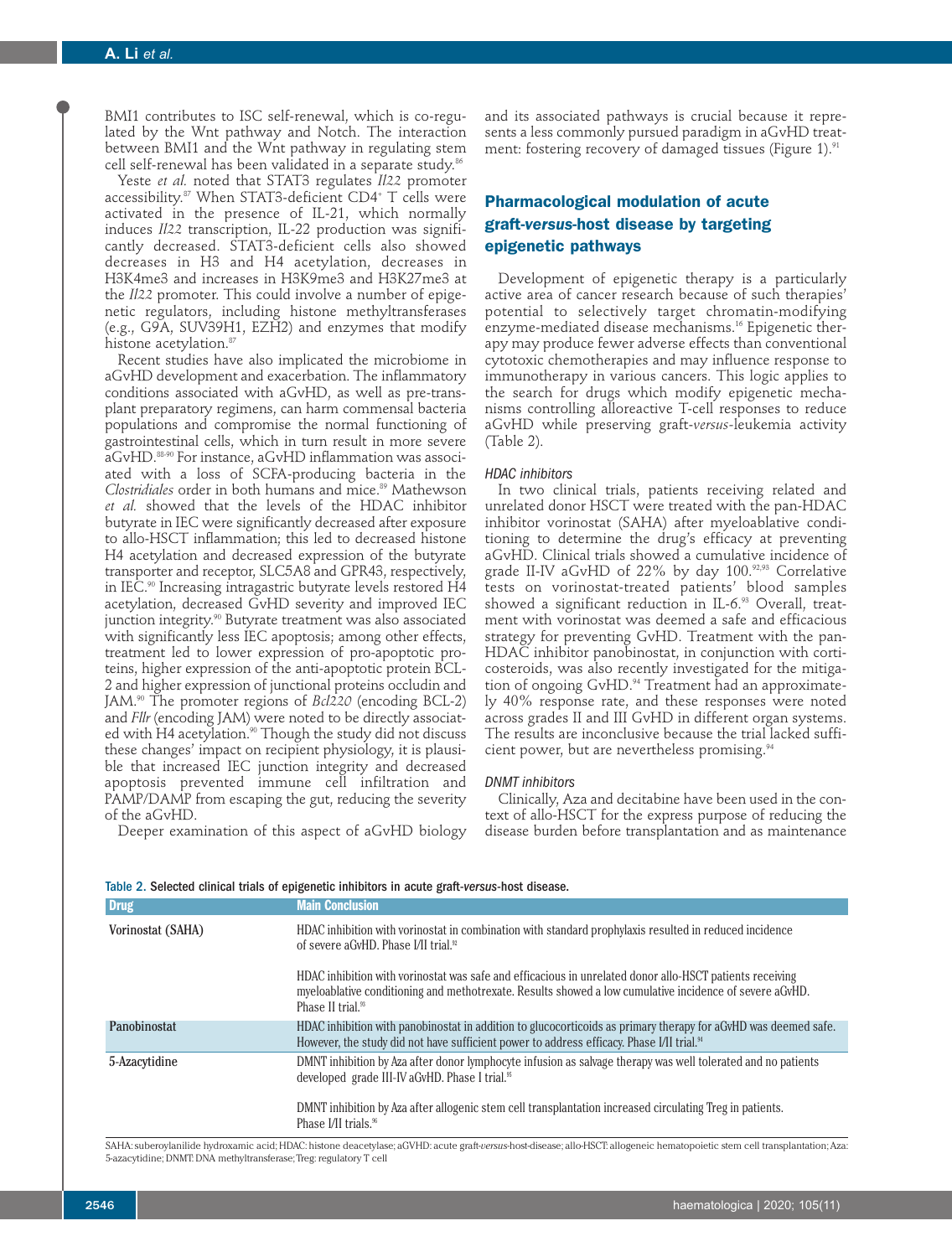BMI1 contributes to ISC self-renewal, which is co-regulated by the Wnt pathway and Notch. The interaction between BMI1 and the Wnt pathway in regulating stem cell self-renewal has been validated in a separate study.[86]

Yeste *et al.* noted that STAT3 regulates *Il22* promoter accessibility.[87] When STAT3-deficient $CD4^+$ T cells were activated in the presence of IL-21, which normally induces *Il22* transcription, IL-22 production was significantly decreased. STAT3-deficient cells also showed decreases in H3 and H4 acetylation, decreases in H3K4me3 and increases in H3K9me3 and H3K27me3 at the *Il22* promoter. This could involve a number of epigenetic regulators, including histone methyltransferases (e.g., G9A, SUV39H1, EZH2) and enzymes that modify histone acetylation.[87]

Recent studies have also implicated the microbiome in aGvHD development and exacerbation. The inflammatory conditions associated with aGvHD, as well as pre-transplant preparatory regimens, can harm commensal bacteria populations and compromise the normal functioning of gastrointestinal cells, which in turn result in more severe aGvHD.[88-90] For instance, aGvHD inflammation was associated with a loss of SCFA-producing bacteria in the *Clostridiales* order in both humans and mice.[89] Mathewson *et al.* showed that the levels of the HDAC inhibitor butyrate in IEC were significantly decreased after exposure to allo-HSCT inflammation; this led to decreased histone H4 acetylation and decreased expression of the butyrate transporter and receptor, SLC5A8 and GPR43, respectively, in IEC.[90] Increasing intragastric butyrate levels restored H4 acetylation, decreased GvHD severity and improved IEC junction integrity.[90] Butyrate treatment was also associated with significantly less IEC apoptosis; among other effects, treatment led to lower expression of pro-apoptotic proteins, higher expression of the anti-apoptotic protein BCL-2 and higher expression of junctional proteins occludin and JAM.[90] The promoter regions of *Bcl220* (encoding BCL-2) and *Fllr* (encoding JAM) were noted to be directly associated with H4 acetylation.[90] Though the study did not discuss these changes' impact on recipient physiology, it is plausible that increased IEC junction integrity and decreased apoptosis prevented immune cell infiltration and PAMP/DAMP from escaping the gut, reducing the severity of the aGvHD.

Deeper examination of this aspect of aGvHD biology and its associated pathways is crucial because it represents a less commonly pursued paradigm in aGvHD treatment: fostering recovery of damaged tissues (Figure 1).[91]

## Pharmacological modulation of acute graft-*versus*-host disease by targeting epigenetic pathways

Development of epigenetic therapy is a particularly active area of cancer research because of such therapies' potential to selectively target chromatin-modifying enzyme-mediated disease mechanisms.[16] Epigenetic therapy may produce fewer adverse effects than conventional cytotoxic chemotherapies and may influence response to immunotherapy in various cancers. This logic applies to the search for drugs which modify epigenetic mechanisms controlling alloreactive T-cell responses to reduce aGvHD while preserving graft-*versus*-leukemia activity (Table 2).

### *HDAC inhibitors*

In two clinical trials, patients receiving related and unrelated donor HSCT were treated with the pan-HDAC inhibitor vorinostat (SAHA) after myeloablative conditioning to determine the drug's efficacy at preventing aGvHD. Clinical trials showed a cumulative incidence of grade II-IV aGvHD of 22% by day 100.[92,93] Correlative tests on vorinostat-treated patients' blood samples showed a significant reduction in IL-6.[93] Overall, treatment with vorinostat was deemed a safe and efficacious strategy for preventing GvHD. Treatment with the pan-HDAC inhibitor panobinostat, in conjunction with corticosteroids, was also recently investigated for the mitigation of ongoing GvHD.[94] Treatment had an approximately 40% response rate, and these responses were noted across grades II and III GvHD in different organ systems. The results are inconclusive because the trial lacked sufficient power, but are nevertheless promising.[94]

### *DNMT inhibitors*

Clinically, Aza and decitabine have been used in the context of allo-HSCT for the express purpose of reducing the disease burden before transplantation and as maintenance

Table 2. Selected clinical trials of epigenetic inhibitors in acute graft-*versus*-host disease.

| Drug | Main Conclusion |
|---|---|
| Vorinostat (SAHA) | HDAC inhibition with vorinostat in combination with standard prophylaxis resulted in reduced incidence of severe aGvHD. Phase I/II trial.[92] |
| | HDAC inhibition with vorinostat was safe and efficacious in unrelated donor allo-HSCT patients receiving myeloablative conditioning and methotrexate. Results showed a low cumulative incidence of severe aGvHD. Phase II trial.[93] |
| Panobinostat | HDAC inhibition with panobinostat in addition to glucocorticoids as primary therapy for aGvHD was deemed safe. However, the study did not have sufficient power to address efficacy. Phase I/II trial.[94] |
| 5-Azacytidine | DMNT inhibition by Aza after donor lymphocyte infusion as salvage therapy was well tolerated and no patients developed grade III-IV aGvHD. Phase I trial.[95] |
| | DMNT inhibition by Aza after allogenic stem cell transplantation increased circulating Treg in patients. Phase I/II trials.[96] |

SAHA: suberoylanilide hydroxamic acid; HDAC: histone deacetylase; aGVHD: acute graft-*versus*-host-disease; allo-HSCT: allogeneic hematopoietic stem cell transplantation; Aza: 5-azacytidine; DNMT: DNA methyltransferase; Treg: regulatory T cell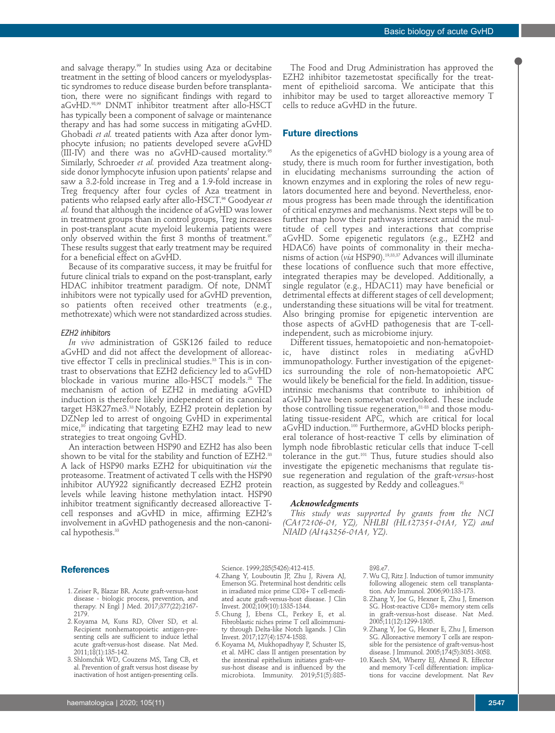and salvage therapy.[99] In studies using Aza or decitabine treatment in the setting of blood cancers or myelodysplastic syndromes to reduce disease burden before transplantation, there were no significant findings with regard to aGvHD.[98,99] DNMT inhibitor treatment after allo-HSCT has typically been a component of salvage or maintenance therapy and has had some success in mitigating aGvHD. Ghobadi *et al.* treated patients with Aza after donor lymphocyte infusion; no patients developed severe aGvHD (III-IV) and there was no aGvHD-caused mortality.[95] Similarly, Schroeder *et al.* provided Aza treatment alongside donor lymphocyte infusion upon patients' relapse and saw a 3.2-fold increase in Treg and a 1.9-fold increase in Treg frequency after four cycles of Aza treatment in patients who relapsed early after allo-HSCT.[96] Goodyear *et al.* found that although the incidence of aGvHD was lower in treatment groups than in control groups, Treg increases in post-transplant acute myeloid leukemia patients were only observed within the first 3 months of treatment.[97] These results suggest that early treatment may be required for a beneficial effect on aGvHD.

Because of its comparative success, it may be fruitful for future clinical trials to expand on the post-transplant, early HDAC inhibitor treatment paradigm. Of note, DNMT inhibitors were not typically used for aGvHD prevention, so patients often received other treatments (e.g., methotrexate) which were not standardized across studies.

### *EZH2 inhibitors*

*In vivo* administration of GSK126 failed to reduce aGvHD and did not affect the development of alloreactive effector T cells in preclinical studies.[33] This is in contrast to observations that EZH2 deficiency led to aGvHD blockade in various murine allo-HSCT models.[28] The mechanism of action of EZH2 in mediating aGvHD induction is therefore likely independent of its canonical target H3K27me3.[33] Notably, EZH2 protein depletion by DZNep led to arrest of ongoing GvHD in experimental mice,[30] indicating that targeting EZH2 may lead to new strategies to treat ongoing GvHD.

An interaction between HSP90 and EZH2 has also been shown to be vital for the stability and function of EZH2.[33] A lack of HSP90 marks EZH2 for ubiquitination *via* the proteasome. Treatment of activated T cells with the HSP90 inhibitor AUY922 significantly decreased EZH2 protein levels while leaving histone methylation intact. HSP90 inhibitor treatment significantly decreased alloreactive T-cell responses and aGvHD in mice, affirming EZH2's involvement in aGvHD pathogenesis and the non-canonical hypothesis.[33]

The Food and Drug Administration has approved the EZH2 inhibitor tazemetostat specifically for the treatment of epithelioid sarcoma. We anticipate that this inhibitor may be used to target alloreactive memory T cells to reduce aGvHD in the future.

## Future directions

As the epigenetics of aGvHD biology is a young area of study, there is much room for further investigation, both in elucidating mechanisms surrounding the action of known enzymes and in exploring the roles of new regulators documented here and beyond. Nevertheless, enormous progress has been made through the identification of critical enzymes and mechanisms. Next steps will be to further map how their pathways intersect amid the multitude of cell types and interactions that comprise aGvHD. Some epigenetic regulators (e.g., EZH2 and HDAC6) have points of commonality in their mechanisms of action (*via* HSP90).[19,33,37] Advances will illuminate these locations of confluence such that more effective, integrated therapies may be developed. Additionally, a single regulator (e.g., HDAC11) may have beneficial or detrimental effects at different stages of cell development; understanding these situations will be vital for treatment. Also bringing promise for epigenetic intervention are those aspects of aGvHD pathogenesis that are T-cell-independent, such as microbiome injury.

Different tissues, hematopoietic and non-hematopoietic, have distinct roles in mediating aGvHD immunopathology. Further investigation of the epigenetics surrounding the role of non-hematopoietic APC would likely be beneficial for the field. In addition, tissue-intrinsic mechanisms that contribute to inhibition of aGvHD have been somewhat overlooked. These include those controlling tissue regeneration,[81-83] and those modulating tissue-resident APC, which are critical for local aGvHD induction.[100] Furthermore, aGvHD blocks peripheral tolerance of host-reactive T cells by elimination of lymph node fibroblastic reticular cells that induce T-cell tolerance in the gut.[101] Thus, future studies should also investigate the epigenetic mechanisms that regulate tissue regeneration and regulation of the graft-*versus*-host reaction, as suggested by Reddy and colleagues.[91]

### *Acknowledgments*

*This study was supported by grants from the NCI (CA172106-01, YZ), NHLBI (HL127351-01A1, YZ) and NIAID (AI143256-01A1, YZ).*

## References

1. Zeiser R, Blazar BR. Acute graft-versus-host disease - biologic process, prevention, and therapy. N Engl J Med. 2017;377(22):2167-2179.
2. Koyama M, Kuns RD, Olver SD, et al. Recipient nonhematopoietic antigen-presenting cells are sufficient to induce lethal acute graft-versus-host disease. Nat Med. 2011;18(1):135-142.
3. Shlomchik WD, Couzens MS, Tang CB, et al. Prevention of graft versus host disease by inactivation of host antigen-presenting cells. Science. 1999;285(5426):412-415.
4. Zhang Y, Louboutin JP, Zhu J, Rivera AJ, Emerson SG. Preterminal host dendritic cells in irradiated mice prime CD8+ T cell-mediated acute graft-versus-host disease. J Clin Invest. 2002;109(10):1335-1344.
5. Chung J, Ebens CL, Perkey E, et al. Fibroblastic niches prime T cell alloimmunity through Delta-like Notch ligands. J Clin Invest. 2017;127(4):1574-1588.
6. Koyama M, Mukhopadhyay P, Schuster IS, et al. MHC class II antigen presentation by the intestinal epithelium initiates graft-versus-host disease and is influenced by the microbiota. Immunity. 2019;51(5):885-898.e7.
7. Wu CJ, Ritz J. Induction of tumor immunity following allogeneic stem cell transplantation. Adv Immunol. 2006;90:133-173.
8. Zhang Y, Joe G, Hexner E, Zhu J, Emerson SG. Host-reactive CD8+ memory stem cells in graft-versus-host disease. Nat Med. 2005;11(12):1299-1305.
9. Zhang Y, Joe G, Hexner E, Zhu J, Emerson SG. Alloreactive memory T cells are responsible for the persistence of graft-versus-host disease. J Immunol. 2005;174(5):3051-3058.
10. Kaech SM, Wherry EJ, Ahmed R. Effector and memory T-cell differentiation: implications for vaccine development. Nat Rev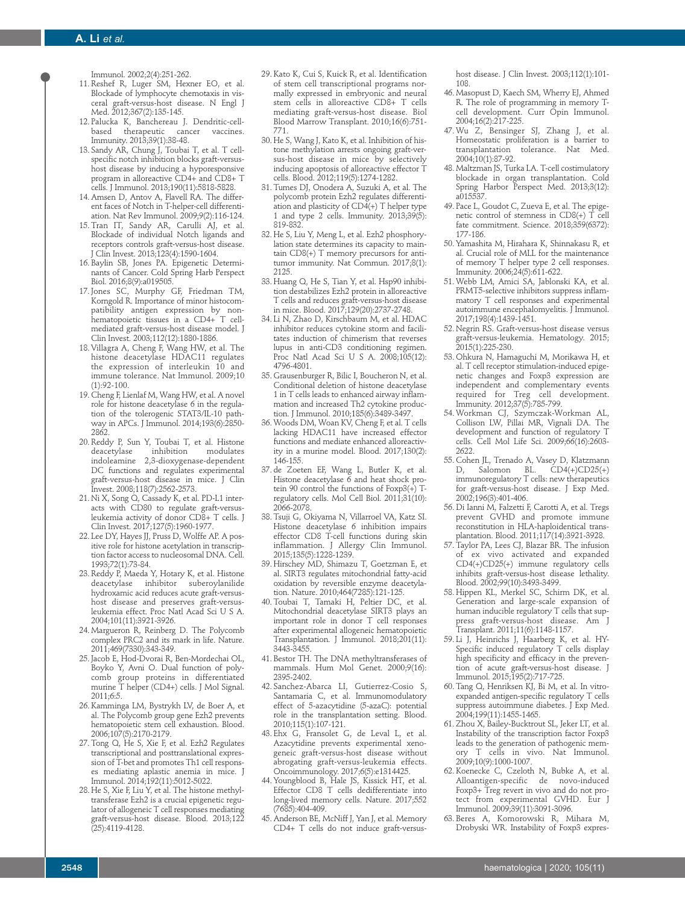Immunol. 2002;2(4):251-262.

11. Reshef R, Luger SM, Hexner EO, et al. Blockade of lymphocyte chemotaxis in visceral graft-versus-host disease. N Engl J Med. 2012;367(2):135-145.
12. Palucka K, Banchereau J. Dendritic-cell-based therapeutic cancer vaccines. Immunity. 2013;39(1):38-48.
13. Sandy AR, Chung J, Toubai T, et al. T cell-specific notch inhibition blocks graft-versus-host disease by inducing a hyporesponsive program in alloreactive CD4+ and CD8+ T cells. J Immunol. 2013;190(11):5818-5828.
14. Amsen D, Antov A, Flavell RA. The different faces of Notch in T-helper-cell differentiation. Nat Rev Immunol. 2009;9(2):116-124.
15. Tran IT, Sandy AR, Carulli AJ, et al. Blockade of individual Notch ligands and receptors controls graft-versus-host disease. J Clin Invest. 2013;123(4):1590-1604.
16. Baylin SB, Jones PA. Epigenetic Determinants of Cancer. Cold Spring Harb Perspect Biol. 2016;8(9):a019505.
17. Jones SC, Murphy GF, Friedman TM, Korngold R. Importance of minor histocompatibility antigen expression by nonhematopoietic tissues in a CD4+ T cell-mediated graft-versus-host disease model. J Clin Invest. 2003;112(12):1880-1886.
18. Villagra A, Cheng F, Wang HW, et al. The histone deacetylase HDAC11 regulates the expression of interleukin 10 and immune tolerance. Nat Immunol. 2009;10 (1):92-100.
19. Cheng F, Lienlaf M, Wang HW, et al. A novel role for histone deacetylase 6 in the regulation of the tolerogenic STAT3/IL-10 pathway in APCs. J Immunol. 2014;193(6):2850-2862.
20. Reddy P, Sun Y, Toubai T, et al. Histone deacetylase inhibition modulates indoleamine 2,3-dioxygenase-dependent DC functions and regulates experimental graft-versus-host disease in mice. J Clin Invest. 2008;118(7):2562-2573.
21. Ni X, Song Q, Cassady K, et al. PD-L1 interacts with CD80 to regulate graft-versus-leukemia activity of donor CD8+ T cells. J Clin Invest. 2017;127(5):1960-1977.
22. Lee DY, Hayes JJ, Pruss D, Wolffe AP. A positive role for histone acetylation in transcription factor access to nucleosomal DNA. Cell. 1993;72(1):73-84.
23. Reddy P, Maeda Y, Hotary K, et al. Histone deacetylase inhibitor suberoylanilide hydroxamic acid reduces acute graft-versus-host disease and preserves graft-versus-leukemia effect. Proc Natl Acad Sci U S A. 2004;101(11):3921-3926.
24. Margueron R, Reinberg D. The Polycomb complex PRC2 and its mark in life. Nature. 2011;469(7330):343-349.
25. Jacob E, Hod-Dvorai R, Ben-Mordechai OL, Boyko Y, Avni O. Dual function of polycomb group proteins in differentiated murine T helper (CD4+) cells. J Mol Signal. 2011;6:5.
26. Kamminga LM, Bystrykh LV, de Boer A, et al. The Polycomb group gene Ezh2 prevents hematopoietic stem cell exhaustion. Blood. 2006;107(5):2170-2179.
27. Tong Q, He S, Xie F, et al. Ezh2 Regulates transcriptional and posttranslational expression of T-bet and promotes Th1 cell responses mediating aplastic anemia in mice. J Immunol. 2014;192(11):5012-5022.
28. He S, Xie F, Liu Y, et al. The histone methyltransferase Ezh2 is a crucial epigenetic regulator of allogeneic T cell responses mediating graft-versus-host disease. Blood. 2013;122 (25):4119-4128.
29. Kato K, Cui S, Kuick R, et al. Identification of stem cell transcriptional programs normally expressed in embryonic and neural stem cells in alloreactive CD8+ T cells mediating graft-versus-host disease. Biol Blood Marrow Transplant. 2010;16(6):751-771.
30. He S, Wang J, Kato K, et al. Inhibition of histone methylation arrests ongoing graft-versus-host disease in mice by selectively inducing apoptosis of alloreactive effector T cells. Blood. 2012;119(5):1274-1282.
31. Tumes DJ, Onodera A, Suzuki A, et al. The polycomb protein Ezh2 regulates differentiation and plasticity of CD4(+) T helper type 1 and type 2 cells. Immunity. 2013;39(5): 819-832.
32. He S, Liu Y, Meng L, et al. Ezh2 phosphorylation state determines its capacity to maintain CD8(+) T memory precursors for antitumor immunity. Nat Commun. 2017;8(1): 2125.
33. Huang Q, He S, Tian Y, et al. Hsp90 inhibition destabilizes Ezh2 protein in alloreactive T cells and reduces graft-versus-host disease in mice. Blood. 2017;129(20):2737-2748.
34. Li N, Zhao D, Kirschbaum M, et al. HDAC inhibitor reduces cytokine storm and facilitates induction of chimerism that reverses lupus in anti-CD3 conditioning regimen. Proc Natl Acad Sci U S A. 2008;105(12): 4796-4801.
35. Grausenburger R, Bilic I, Boucheron N, et al. Conditional deletion of histone deacetylase 1 in T cells leads to enhanced airway inflammation and increased Th2 cytokine production. J Immunol. 2010;185(6):3489-3497.
36. Woods DM, Woan KV, Cheng F, et al. T cells lacking HDAC11 have increased effector functions and mediate enhanced alloreactivity in a murine model. Blood. 2017;130(2): 146-155.
37. de Zoeten EF, Wang L, Butler K, et al. Histone deacetylase 6 and heat shock protein 90 control the functions of Foxp3(+) T-regulatory cells. Mol Cell Biol. 2011;31(10): 2066-2078.
38. Tsuji G, Okiyama N, Villarroel VA, Katz SI. Histone deacetylase 6 inhibition impairs effector CD8 T-cell functions during skin inflammation. J Allergy Clin Immunol. 2015;135(5):1228-1239.
39. Hirschey MD, Shimazu T, Goetzman E, et al. SIRT3 regulates mitochondrial fatty-acid oxidation by reversible enzyme deacetylation. Nature. 2010;464(7285):121-125.
40. Toubai T, Tamaki H, Peltier DC, et al. Mitochondrial deacetylase SIRT3 plays an important role in donor T cell responses after experimental allogeneic hematopoietic Transplantation. J Immunol. 2018;201(11): 3443-3455.
41. Bestor TH. The DNA methyltransferases of mammals. Hum Mol Genet. 2000;9(16): 2395-2402.
42. Sanchez-Abarca LI, Gutierrez-Cosio S, Santamaria C, et al. Immunomodulatory effect of 5-azacytidine (5-azaC): potential role in the transplantation setting. Blood. 2010;115(1):107-121.
43. Ehx G, Fransolet G, de Leval L, et al. Azacytidine prevents experimental xenogeneic graft-versus-host disease without abrogating graft-versus-leukemia effects. Oncoimmunology. 2017;6(5):e1314425.
44. Youngblood B, Hale JS, Kissick HT, et al. Effector CD8 T cells dedifferentiate into long-lived memory cells. Nature. 2017;552 (7685):404-409.
45. Anderson BE, McNiff J, Yan J, et al. Memory CD4+ T cells do not induce graft-versus-host disease. J Clin Invest. 2003;112(1):101-108.
46. Masopust D, Kaech SM, Wherry EJ, Ahmed R. The role of programming in memory T-cell development. Curr Opin Immunol. 2004;16(2):217-225.
47. Wu Z, Bensinger SJ, Zhang J, et al. Homeostatic proliferation is a barrier to transplantation tolerance. Nat Med. 2004;10(1):87-92.
48. Maltzman JS, Turka LA. T-cell costimulatory blockade in organ transplantation. Cold Spring Harbor Perspect Med. 2013;3(12): a015537.
49. Pace L, Goudot C, Zueva E, et al. The epigenetic control of stemness in CD8(+) T cell fate commitment. Science. 2018;359(6372): 177-186.
50. Yamashita M, Hirahara K, Shinnakasu R, et al. Crucial role of MLL for the maintenance of memory T helper type 2 cell responses. Immunity. 2006;24(5):611-622.
51. Webb LM, Amici SA, Jablonski KA, et al. PRMT5-selective inhibitors suppress inflammatory T cell responses and experimental autoimmune encephalomyelitis. J Immunol. 2017;198(4):1439-1451.
52. Negrin RS. Graft-versus-host disease versus graft-versus-leukemia. Hematology. 2015; 2015(1):225-230.
53. Ohkura N, Hamaguchi M, Morikawa H, et al. T cell receptor stimulation-induced epigenetic changes and Foxp3 expression are independent and complementary events required for Treg cell development. Immunity. 2012;37(5):785-799.
54. Workman CJ, Szymczak-Workman AL, Collison LW, Pillai MR, Vignali DA. The development and function of regulatory T cells. Cell Mol Life Sci. 2009;66(16):2603-2622.
55. Cohen JL, Trenado A, Vasey D, Klatzmann D, Salomon BL. CD4(+)CD25(+) immunoregulatory T cells: new therapeutics for graft-versus-host disease. J Exp Med. 2002;196(3):401-406.
56. Di Ianni M, Falzetti F, Carotti A, et al. Tregs prevent GVHD and promote immune reconstitution in HLA-haploidentical transplantation. Blood. 2011;117(14):3921-3928.
57. Taylor PA, Lees CJ, Blazar BR. The infusion of ex vivo activated and expanded CD4(+)CD25(+) immune regulatory cells inhibits graft-versus-host disease lethality. Blood. 2002;99(10):3493-3499.
58. Hippen KL, Merkel SC, Schirm DK, et al. Generation and large-scale expansion of human inducible regulatory T cells that suppress graft-versus-host disease. Am J Transplant. 2011;11(6):1148-1157.
59. Li J, Heinrichs J, Haarberg K, et al. HY-Specific induced regulatory T cells display high specificity and efficacy in the prevention of acute graft-versus-host disease. J Immunol. 2015;195(2):717-725.
60. Tang Q, Henriksen KJ, Bi M, et al. In vitro-expanded antigen-specific regulatory T cells suppress autoimmune diabetes. J Exp Med. 2004;199(11):1455-1465.
61. Zhou X, Bailey-Bucktrout SL, Jeker LT, et al. Instability of the transcription factor Foxp3 leads to the generation of pathogenic memory T cells in vivo. Nat Immunol. 2009;10(9):1000-1007.
62. Koenecke C, Czeloth N, Bubke A, et al. Alloantigen-specific de novo-induced Foxp3+ Treg revert in vivo and do not protect from experimental GVHD. Eur J Immunol. 2009;39(11):3091-3096.
63. Beres A, Komorowski R, Mihara M, Drobyski WR. Instability of Foxp3 expres-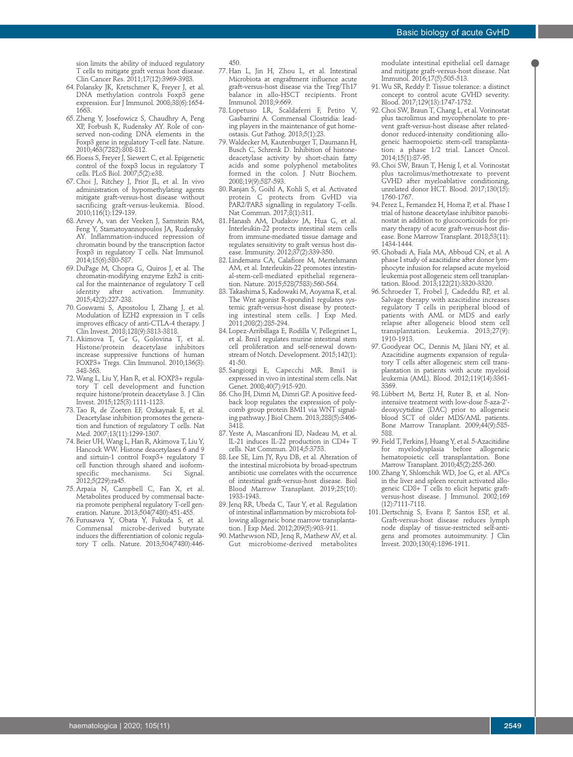sion limits the ability of induced regulatory T cells to mitigate graft versus host disease. Clin Cancer Res. 2011;17(12):3969-3983.

64. Polansky JK, Kretschmer K, Freyer J, et al. DNA methylation controls Foxp3 gene expression. Eur J Immunol. 2008;38(6):1654-1663.
65. Zheng Y, Josefowicz S, Chaudhry A, Peng XP, Forbush K, Rudensky AY. Role of conserved non-coding DNA elements in the Foxp3 gene in regulatory T-cell fate. Nature. 2010;463(7282):808-812.
66. Floess S, Freyer J, Siewert C, et al. Epigenetic control of the foxp3 locus in regulatory T cells. PLoS Biol. 2007;5(2):e38.
67. Choi J, Ritchey J, Prior JL, et al. In vivo administration of hypomethylating agents mitigate graft-versus-host disease without sacrificing graft-versus-leukemia. Blood. 2010;116(1):129-139.
68. Arvey A, van der Veeken J, Samstein RM, Feng Y, Stamatoyannopoulos JA, Rudensky AY. Inflammation-induced repression of chromatin bound by the transcription factor Foxp3 in regulatory T cells. Nat Immunol. 2014;15(6):580-587.
69. DuPage M, Chopra G, Quiros J, et al. The chromatin-modifying enzyme Ezh2 is critical for the maintenance of regulatory T cell identity after activation. Immunity. 2015;42(2):227-238.
70. Goswami S, Apostolou I, Zhang J, et al. Modulation of EZH2 expression in T cells improves efficacy of anti-CTLA-4 therapy. J Clin Invest. 2018;128(9):3813-3818.
71. Akimova T, Ge G, Golovina T, et al. Histone/protein deacetylase inhibitors increase suppressive functions of human FOXP3+ Tregs. Clin Immunol. 2010;136(3):348-363.
72. Wang L, Liu Y, Han R, et al. FOXP3+ regulatory T cell development and function require histone/protein deacetylase 3. J Clin Invest. 2015;125(3):1111-1123.
73. Tao R, de Zoeten EF, Ozkaynak E, et al. Deacetylase inhibition promotes the generation and function of regulatory T cells. Nat Med. 2007;13(11):1299-1307.
74. Beier UH, Wang L, Han R, Akimova T, Liu Y, Hancock WW. Histone deacetylases 6 and 9 and sirtuin-1 control Foxp3+ regulatory T cell function through shared and isoform-specific mechanisms. Sci Signal. 2012;5(229):ra45.
75. Arpaia N, Campbell C, Fan X, et al. Metabolites produced by commensal bacteria promote peripheral regulatory T-cell generation. Nature. 2013;504(7480):451-455.
76. Furusawa Y, Obata Y, Fukuda S, et al. Commensal microbe-derived butyrate induces the differentiation of colonic regulatory T cells. Nature. 2013;504(7480):446-450.
77. Han L, Jin H, Zhou L, et al. Intestinal Microbiota at engraftment influence acute graft-versus-host disease via the Treg/Th17 balance in allo-HSCT recipients. Front Immunol. 2018;9:669.
78. Lopetuso LR, Scaldaferri F, Petito V, Gasbarrini A. Commensal Clostridia: leading players in the maintenance of gut homeostasis. Gut Pathog. 2013;5(1):23.
79. Waldecker M, Kautenburger T, Daumann H, Busch C, Schrenk D. Inhibition of histone-deacetylase activity by short-chain fatty acids and some polyphenol metabolites formed in the colon. J Nutr Biochem. 2008;19(9):587-593.
80. Ranjan S, Goihl A, Kohli S, et al. Activated protein C protects from GvHD via PAR2/PAR3 signalling in regulatory T-cells. Nat Commun. 2017;8(1):311.
81. Hanash AM, Dudakov JA, Hua G, et al. Interleukin-22 protects intestinal stem cells from immune-mediated tissue damage and regulates sensitivity to graft versus host disease. Immunity. 2012;37(2):339-350.
82. Lindemans CA, Calafiore M, Mertelsmann AM, et al. Interleukin-22 promotes intestinal-stem-cell-mediated epithelial regeneration. Nature. 2015;528(7583):560-564.
83. Takashima S, Kadowaki M, Aoyama K, et al. The Wnt agonist R-spondin1 regulates systemic graft-versus-host disease by protecting intestinal stem cells. J Exp Med. 2011;208(2):285-294.
84. Lopez-Arribillaga E, Rodilla V, Pellegrinet L, et al. Bmi1 regulates murine intestinal stem cell proliferation and self-renewal downstream of Notch. Development. 2015;142(1):41-50.
85. Sangiorgi E, Capecchi MR. Bmi1 is expressed in vivo in intestinal stem cells. Nat Genet. 2008;40(7):915-920.
86. Cho JH, Dimri M, Dimri GP. A positive feedback loop regulates the expression of polycomb group protein BMI1 via WNT signaling pathway. J Biol Chem. 2013;288(5):3406-3418.
87. Yeste A, Mascanfroni ID, Nadeau M, et al. IL-21 induces IL-22 production in CD4+ T cells. Nat Commun. 2014;5:3753.
88. Lee SE, Lim JY, Ryu DB, et al. Alteration of the intestinal microbiota by broad-spectrum antibiotic use correlates with the occurrence of intestinal graft-versus-host disease. Biol Blood Marrow Transplant. 2019;25(10):1933-1943.
89. Jenq RR, Ubeda C, Taur Y, et al. Regulation of intestinal inflammation by microbiota following allogeneic bone marrow transplantation. J Exp Med. 2012;209(5):903-911.
90. Mathewson ND, Jenq R, Mathew AV, et al. Gut microbiome-derived metabolites modulate intestinal epithelial cell damage and mitigate graft-versus-host disease. Nat Immunol. 2016;17(5):505-513.
91. Wu SR, Reddy P. Tissue tolerance: a distinct concept to control acute GVHD severity. Blood. 2017;129(13):1747-1752.
92. Choi SW, Braun T, Chang L, et al. Vorinostat plus tacrolimus and mycophenolate to prevent graft-versus-host disease after related-donor reduced-intensity conditioning allogeneic haemopoietic stem-cell transplantation: a phase 1/2 trial. Lancet Oncol. 2014;15(1):87-95.
93. Choi SW, Braun T, Henig I, et al. Vorinostat plus tacrolimus/methotrexate to prevent GVHD after myeloablative conditioning, unrelated donor HCT. Blood. 2017;130(15):1760-1767.
94. Perez L, Fernandez H, Horna P, et al. Phase I trial of histone deacetylase inhibitor panobinostat in addition to glucocorticoids for primary therapy of acute graft-versus-host disease. Bone Marrow Transplant. 2018;53(11):1434-1444.
95. Ghobadi A, Fiala MA, Abboud CN, et al. A phase I study of azacitidine after donor lymphocyte infusion for relapsed acute myeloid leukemia post allogeneic stem cell transplantation. Blood. 2013;122(21):3320-3320.
96. Schroeder T, Frobel J, Cadeddu RP, et al. Salvage therapy with azacitidine increases regulatory T cells in peripheral blood of patients with AML or MDS and early relapse after allogeneic blood stem cell transplantation. Leukemia. 2013;27(9):1910-1913.
97. Goodyear OC, Dennis M, Jilani NY, et al. Azacitidine augments expansion of regulatory T cells after allogeneic stem cell transplantation in patients with acute myeloid leukemia (AML). Blood. 2012;119(14):3361-3369.
98. Lübbert M, Bertz H, Ruter B, et al. Non-intensive treatment with low-dose 5-aza-2'-deoxycytidine (DAC) prior to allogeneic blood SCT of older MDS/AML patients. Bone Marrow Transplant. 2009;44(9):585-588.
99. Field T, Perkins J, Huang Y, et al. 5-Azacitidine for myelodysplasia before allogeneic hematopoietic cell transplantation. Bone Marrow Transplant. 2010;45(2):255-260.
100. Zhang Y, Shlomchik WD, Joe G, et al. APCs in the liver and spleen recruit activated allogeneic CD8+ T cells to elicit hepatic graft-versus-host disease. J Immunol. 2002;169(12):7111-7118.
101. Dertschnig S, Evans P, Santos ESP, et al. Graft-versus-host disease reduces lymph node display of tissue-restricted self-antigens and promotes autoimmunity. J Clin Invest. 2020;130(4):1896-1911.